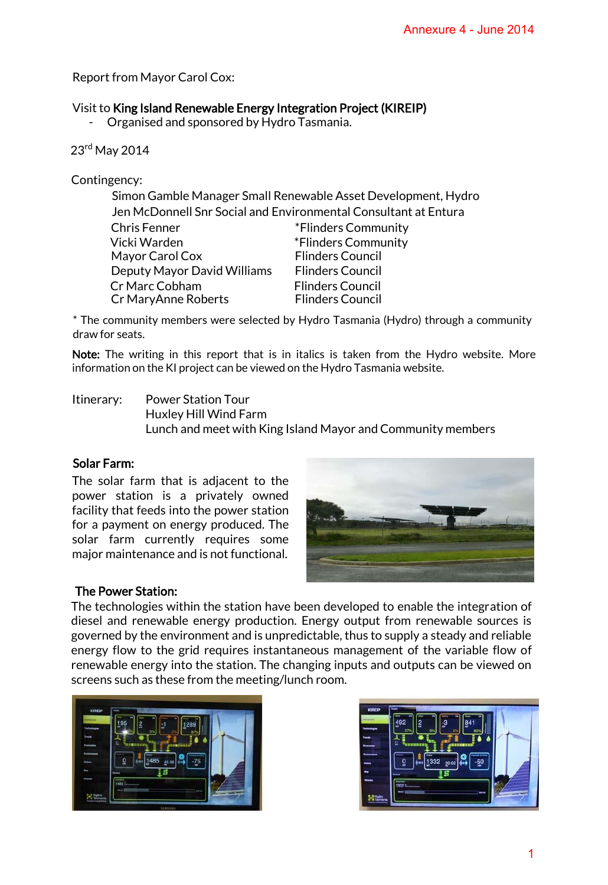Annexure 4 - June 2014

Report from Mayor Carol Cox:

Visit to **King Island Renewable Energy Integration Project (KIREIP)**

- Organised and sponsored by Hydro Tasmania.

23rd May 2014

Contingency:

Simon Gamble Manager Small Renewable Asset Development, Hydro
Jen McDonnell Snr Social and Environmental Consultant at Entura

| | |
|---|---|
| Chris Fenner | *Flinders Community |
| Vicki Warden | *Flinders Community |
| Mayor Carol Cox | Flinders Council |
| Deputy Mayor David Williams | Flinders Council |
| Cr Marc Cobham | Flinders Council |
| Cr MaryAnne Roberts | Flinders Council |

* The community members were selected by Hydro Tasmania (Hydro) through a community draw for seats.

**Note:** The writing in this report that is in italics is taken from the Hydro website. More information on the KI project can be viewed on the Hydro Tasmania website.

Itinerary:

- Power Station Tour
- Huxley Hill Wind Farm
- Lunch and meet with King Island Mayor and Community members

**Solar Farm:**

The solar farm that is adjacent to the power station is a privately owned facility that feeds into the power station for a payment on energy produced. The solar farm currently requires some major maintenance and is not functional.

**The Power Station:**

The technologies within the station have been developed to enable the integration of diesel and renewable energy production. Energy output from renewable sources is governed by the environment and is unpredictable, thus to supply a steady and reliable energy flow to the grid requires instantaneous management of the variable flow of renewable energy into the station. The changing inputs and outputs can be viewed on screens such as these from the meeting/lunch room.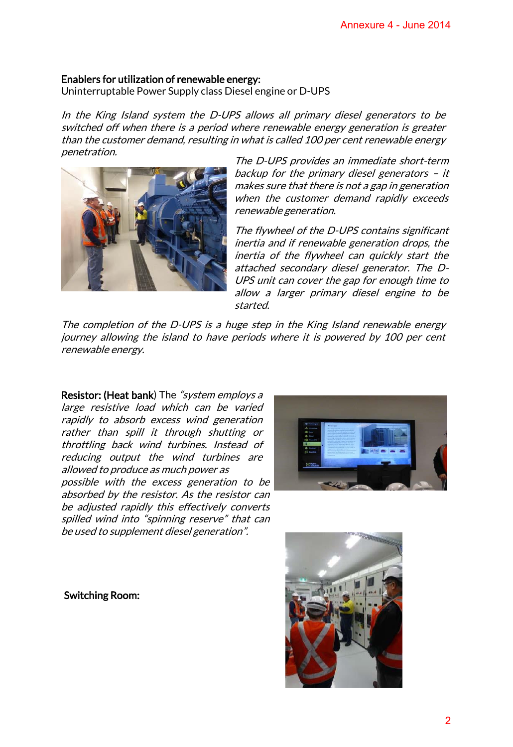**Enablers for utilization of renewable energy:**
Uninterruptable Power Supply class Diesel engine or D-UPS

*In the King Island system the D-UPS allows all primary diesel generators to be switched off when there is a period where renewable energy generation is greater than the customer demand, resulting in what is called 100 per cent renewable energy penetration.*

*The D-UPS provides an immediate short-term backup for the primary diesel generators – it makes sure that there is not a gap in generation when the customer demand rapidly exceeds renewable generation.*

*The flywheel of the D-UPS contains significant inertia and if renewable generation drops, the inertia of the flywheel can quickly start the attached secondary diesel generator. The D-UPS unit can cover the gap for enough time to allow a larger primary diesel engine to be started.*

*The completion of the D-UPS is a huge step in the King Island renewable energy journey allowing the island to have periods where it is powered by 100 per cent renewable energy.*

**Resistor: (Heat bank**) The *"system employs a large resistive load which can be varied rapidly to absorb excess wind generation rather than spill it through shutting or throttling back wind turbines. Instead of reducing output the wind turbines are allowed to produce as much power as possible with the excess generation to be absorbed by the resistor. As the resistor can be adjusted rapidly this effectively converts spilled wind into "spinning reserve" that can be used to supplement diesel generation".*

**Switching Room:**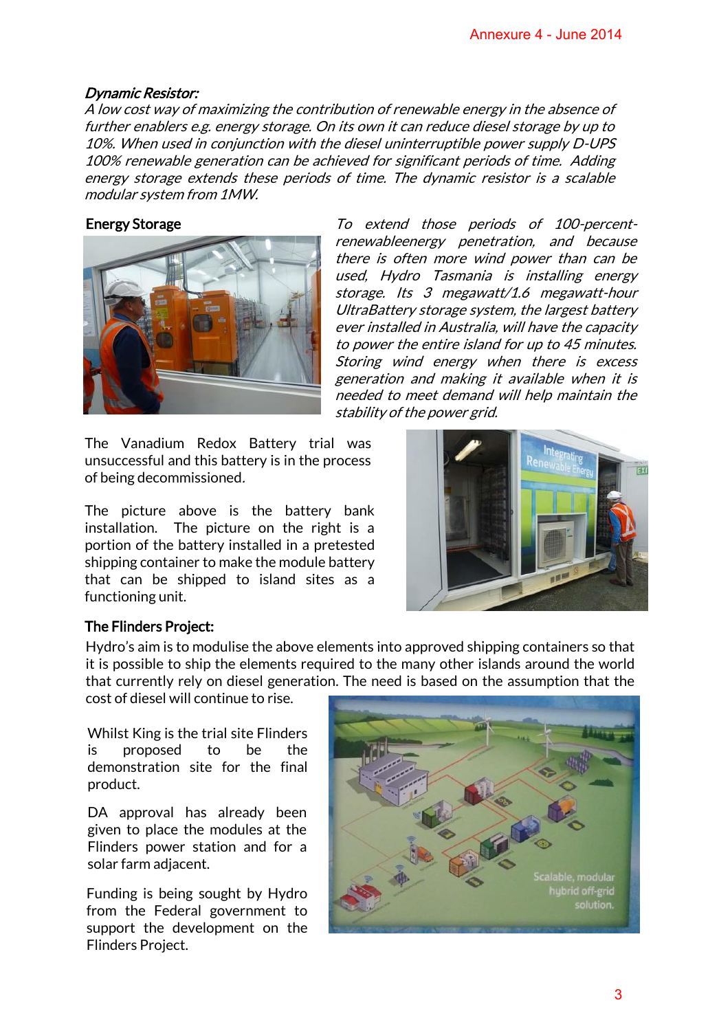***Dynamic Resistor:***

*A low cost way of maximizing the contribution of renewable energy in the absence of further enablers e.g. energy storage. On its own it can reduce diesel storage by up to 10%. When used in conjunction with the diesel uninterruptible power supply D-UPS 100% renewable generation can be achieved for significant periods of time. Adding energy storage extends these periods of time. The dynamic resistor is a scalable modular system from 1MW.*

**Energy Storage**

*To extend those periods of 100-percent-renewableenergy penetration, and because there is often more wind power than can be used, Hydro Tasmania is installing energy storage. Its 3 megawatt/1.6 megawatt-hour UltraBattery storage system, the largest battery ever installed in Australia, will have the capacity to power the entire island for up to 45 minutes. Storing wind energy when there is excess generation and making it available when it is needed to meet demand will help maintain the stability of the power grid.*

The Vanadium Redox Battery trial was unsuccessful and this battery is in the process of being decommissioned.

The picture above is the battery bank installation. The picture on the right is a portion of the battery installed in a pretested shipping container to make the module battery that can be shipped to island sites as a functioning unit.

**The Flinders Project:**

Hydro's aim is to modulise the above elements into approved shipping containers so that it is possible to ship the elements required to the many other islands around the world that currently rely on diesel generation. The need is based on the assumption that the cost of diesel will continue to rise.

Whilst King is the trial site Flinders is proposed to be the demonstration site for the final product.

DA approval has already been given to place the modules at the Flinders power station and for a solar farm adjacent.

Funding is being sought by Hydro from the Federal government to support the development on the Flinders Project.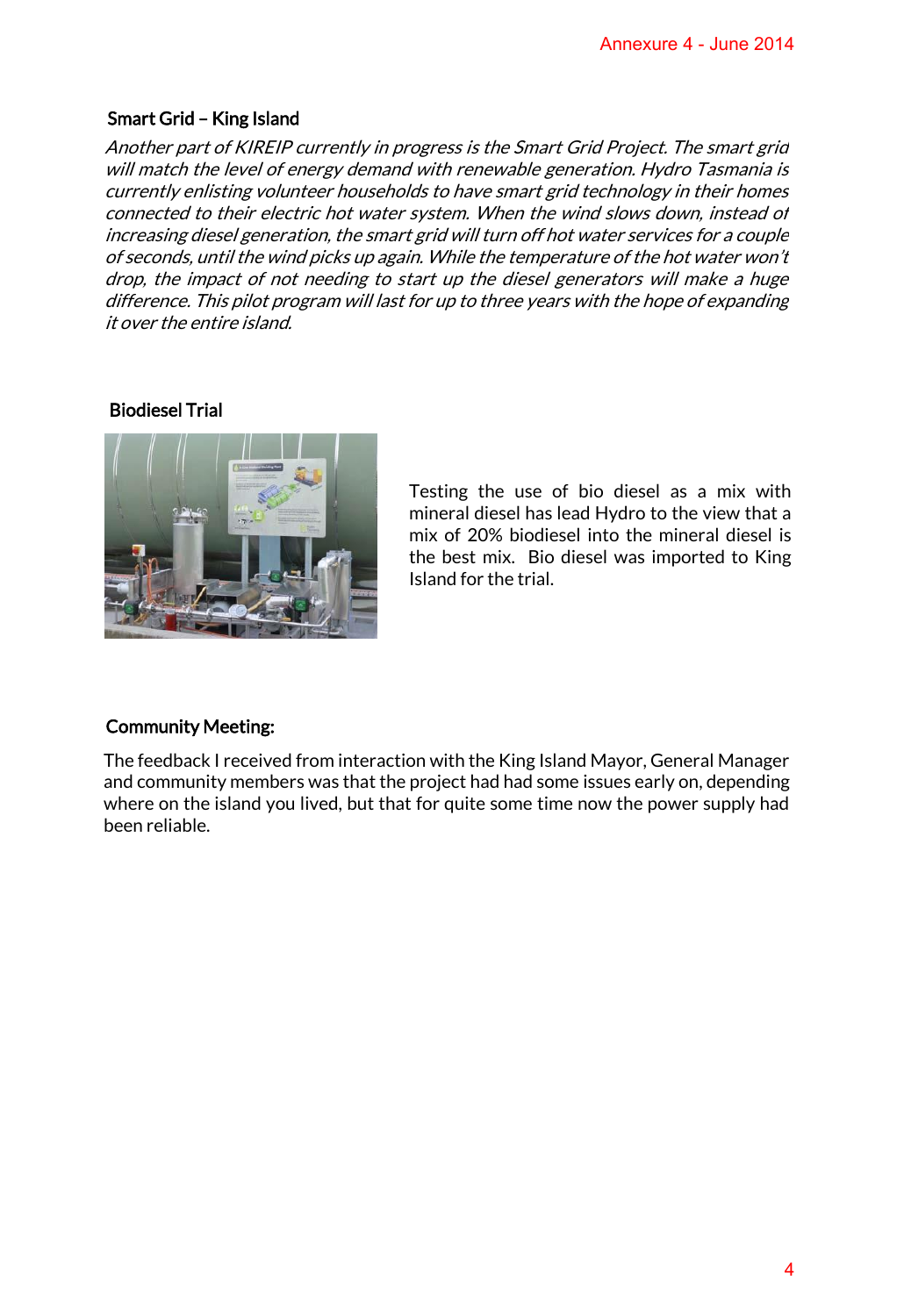## Smart Grid – King Island

*Another part of KIREIP currently in progress is the Smart Grid Project. The smart grid will match the level of energy demand with renewable generation. Hydro Tasmania is currently enlisting volunteer households to have smart grid technology in their homes connected to their electric hot water system. When the wind slows down, instead of increasing diesel generation, the smart grid will turn off hot water services for a couple of seconds, until the wind picks up again. While the temperature of the hot water won't drop, the impact of not needing to start up the diesel generators will make a huge difference. This pilot program will last for up to three years with the hope of expanding it over the entire island.*

## Biodiesel Trial

Testing the use of bio diesel as a mix with mineral diesel has lead Hydro to the view that a mix of 20% biodiesel into the mineral diesel is the best mix. Bio diesel was imported to King Island for the trial.

## Community Meeting:

The feedback I received from interaction with the King Island Mayor, General Manager and community members was that the project had had some issues early on, depending where on the island you lived, but that for quite some time now the power supply had been reliable.